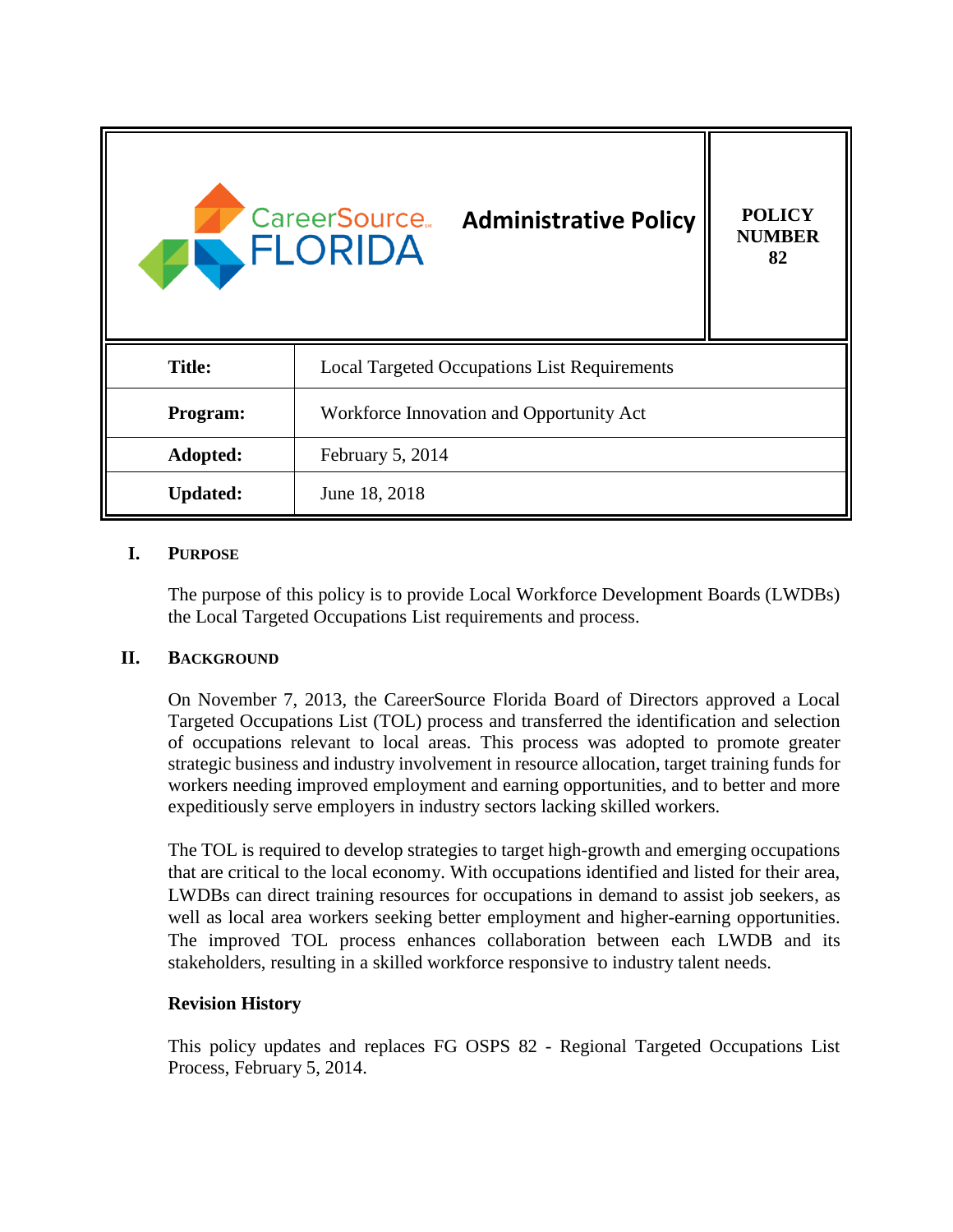| CareerSource FLORIDA **Administrative Policy** | **POLICY NUMBER 82** |
| --- | --- |
| **Title:** | Local Targeted Occupations List Requirements |
| **Program:** | Workforce Innovation and Opportunity Act |
| **Adopted:** | February 5, 2014 |
| **Updated:** | June 18, 2018 |

## I. PURPOSE

The purpose of this policy is to provide Local Workforce Development Boards (LWDBs) the Local Targeted Occupations List requirements and process.

## II. BACKGROUND

On November 7, 2013, the CareerSource Florida Board of Directors approved a Local Targeted Occupations List (TOL) process and transferred the identification and selection of occupations relevant to local areas. This process was adopted to promote greater strategic business and industry involvement in resource allocation, target training funds for workers needing improved employment and earning opportunities, and to better and more expeditiously serve employers in industry sectors lacking skilled workers.

The TOL is required to develop strategies to target high-growth and emerging occupations that are critical to the local economy. With occupations identified and listed for their area, LWDBs can direct training resources for occupations in demand to assist job seekers, as well as local area workers seeking better employment and higher-earning opportunities. The improved TOL process enhances collaboration between each LWDB and its stakeholders, resulting in a skilled workforce responsive to industry talent needs.

**Revision History**

This policy updates and replaces FG OSPS 82 - Regional Targeted Occupations List Process, February 5, 2014.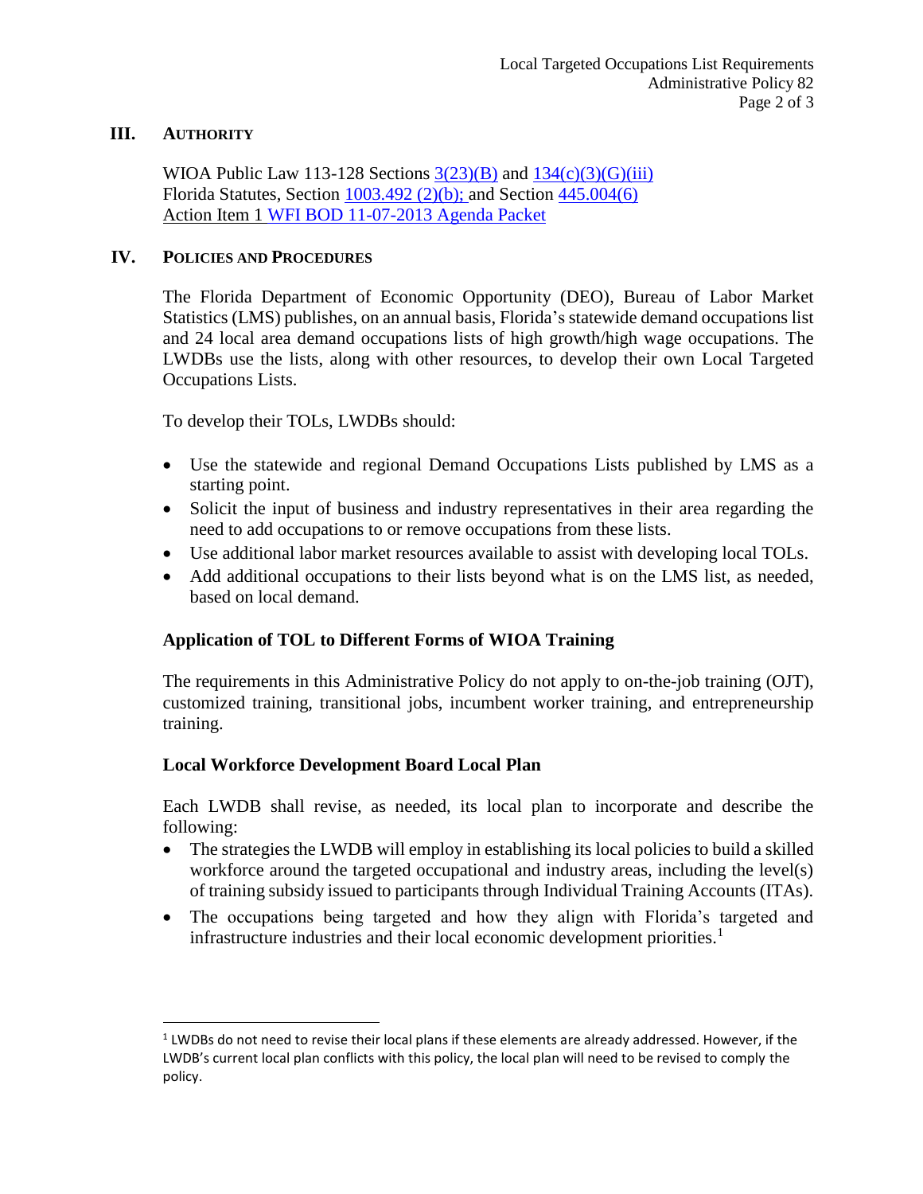## III. AUTHORITY

WIOA Public Law 113-128 Sections 3(23)(B) and 134(c)(3)(G)(iii)
Florida Statutes, Section 1003.492 (2)(b); and Section 445.004(6)
Action Item 1 WFI BOD 11-07-2013 Agenda Packet

## IV. POLICIES AND PROCEDURES

The Florida Department of Economic Opportunity (DEO), Bureau of Labor Market Statistics (LMS) publishes, on an annual basis, Florida's statewide demand occupations list and 24 local area demand occupations lists of high growth/high wage occupations. The LWDBs use the lists, along with other resources, to develop their own Local Targeted Occupations Lists.

To develop their TOLs, LWDBs should:

- Use the statewide and regional Demand Occupations Lists published by LMS as a starting point.
- Solicit the input of business and industry representatives in their area regarding the need to add occupations to or remove occupations from these lists.
- Use additional labor market resources available to assist with developing local TOLs.
- Add additional occupations to their lists beyond what is on the LMS list, as needed, based on local demand.

### Application of TOL to Different Forms of WIOA Training

The requirements in this Administrative Policy do not apply to on-the-job training (OJT), customized training, transitional jobs, incumbent worker training, and entrepreneurship training.

### Local Workforce Development Board Local Plan

Each LWDB shall revise, as needed, its local plan to incorporate and describe the following:

- The strategies the LWDB will employ in establishing its local policies to build a skilled workforce around the targeted occupational and industry areas, including the level(s) of training subsidy issued to participants through Individual Training Accounts (ITAs).
- The occupations being targeted and how they align with Florida's targeted and infrastructure industries and their local economic development priorities.[1]

---

[1] LWDBs do not need to revise their local plans if these elements are already addressed. However, if the LWDB's current local plan conflicts with this policy, the local plan will need to be revised to comply the policy.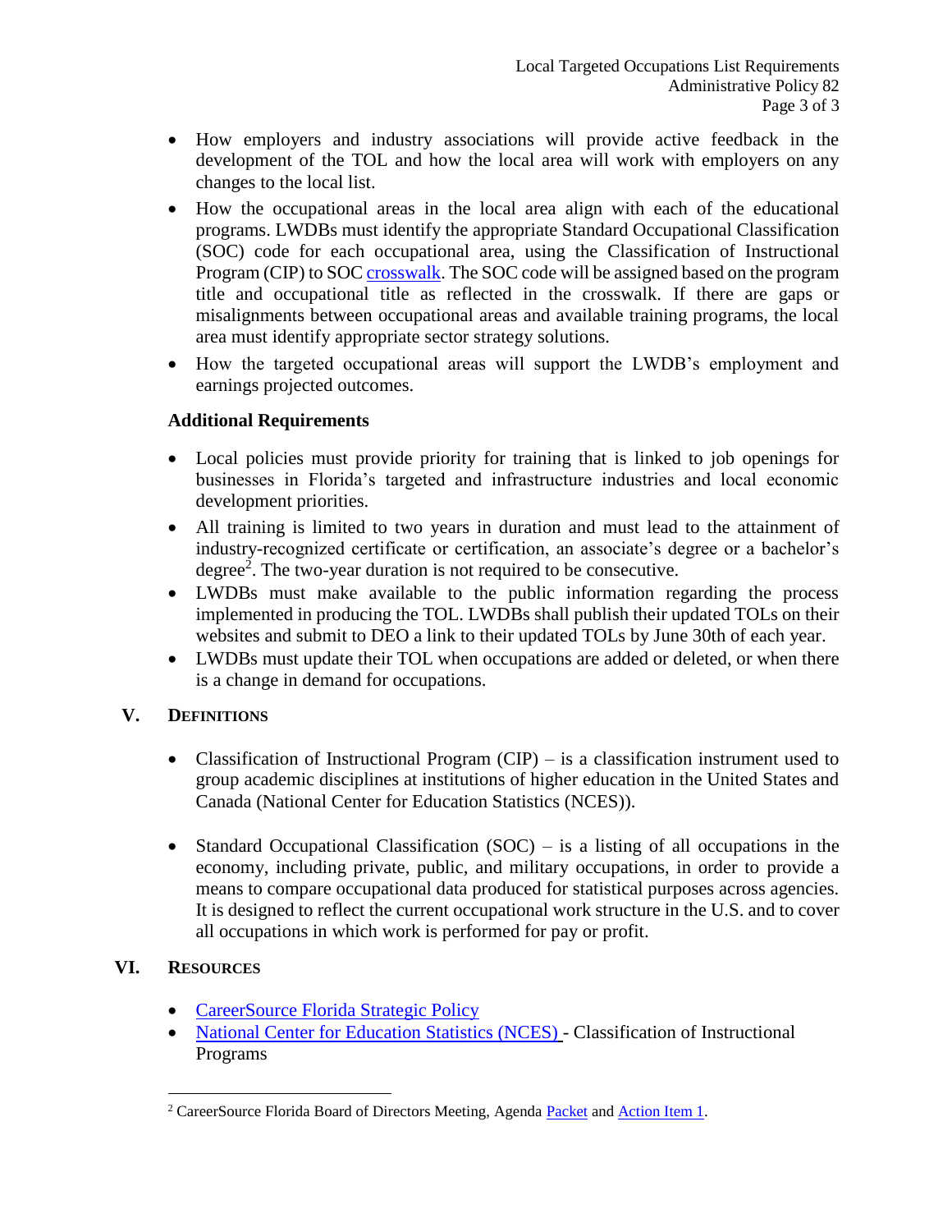- How employers and industry associations will provide active feedback in the development of the TOL and how the local area will work with employers on any changes to the local list.
- How the occupational areas in the local area align with each of the educational programs. LWDBs must identify the appropriate Standard Occupational Classification (SOC) code for each occupational area, using the Classification of Instructional Program (CIP) to SOC crosswalk. The SOC code will be assigned based on the program title and occupational title as reflected in the crosswalk. If there are gaps or misalignments between occupational areas and available training programs, the local area must identify appropriate sector strategy solutions.
- How the targeted occupational areas will support the LWDB's employment and earnings projected outcomes.

**Additional Requirements**

- Local policies must provide priority for training that is linked to job openings for businesses in Florida's targeted and infrastructure industries and local economic development priorities.
- All training is limited to two years in duration and must lead to the attainment of industry-recognized certificate or certification, an associate's degree or a bachelor's degree[2]. The two-year duration is not required to be consecutive.
- LWDBs must make available to the public information regarding the process implemented in producing the TOL. LWDBs shall publish their updated TOLs on their websites and submit to DEO a link to their updated TOLs by June 30th of each year.
- LWDBs must update their TOL when occupations are added or deleted, or when there is a change in demand for occupations.

## V. Definitions

- Classification of Instructional Program (CIP) – is a classification instrument used to group academic disciplines at institutions of higher education in the United States and Canada (National Center for Education Statistics (NCES)).

- Standard Occupational Classification (SOC) – is a listing of all occupations in the economy, including private, public, and military occupations, in order to provide a means to compare occupational data produced for statistical purposes across agencies. It is designed to reflect the current occupational work structure in the U.S. and to cover all occupations in which work is performed for pay or profit.

## VI. Resources

- CareerSource Florida Strategic Policy
- National Center for Education Statistics (NCES) - Classification of Instructional Programs

[2] CareerSource Florida Board of Directors Meeting, Agenda Packet and Action Item 1.